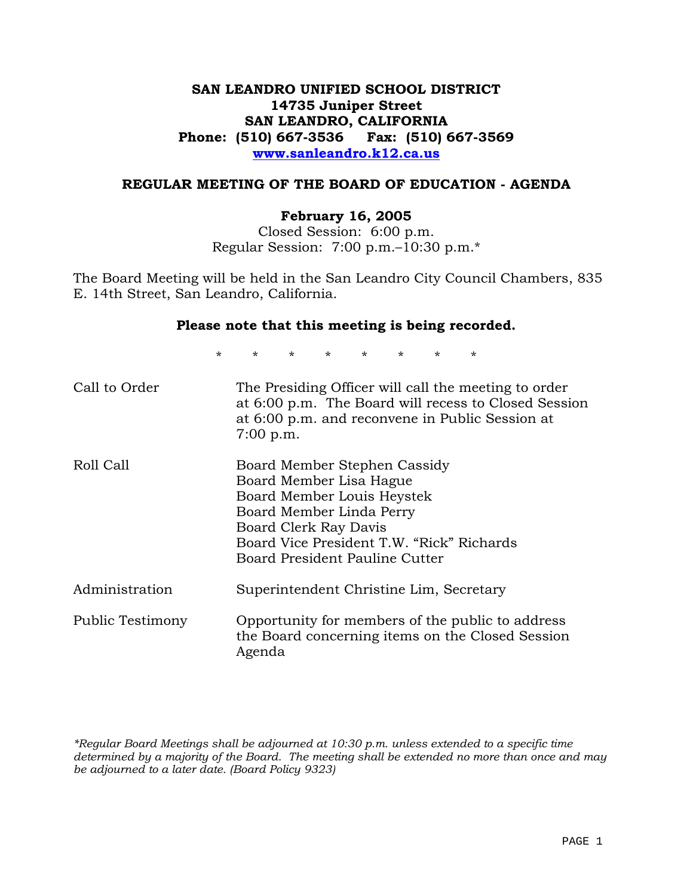**SAN LEANDRO UNIFIED SCHOOL DISTRICT**
**14735 Juniper Street**
**SAN LEANDRO, CALIFORNIA**
**Phone: (510) 667-3536 Fax: (510) 667-3569**
**www.sanleandro.k12.ca.us**

## REGULAR MEETING OF THE BOARD OF EDUCATION - AGENDA

**February 16, 2005**

Closed Session: 6:00 p.m.
Regular Session: 7:00 p.m.–10:30 p.m.*

The Board Meeting will be held in the San Leandro City Council Chambers, 835 E. 14th Street, San Leandro, California.

**Please note that this meeting is being recorded.**

\* \* \* \* \* \* \* \*

| | |
|---|---|
| Call to Order | The Presiding Officer will call the meeting to order at 6:00 p.m. The Board will recess to Closed Session at 6:00 p.m. and reconvene in Public Session at 7:00 p.m. |
| Roll Call | Board Member Stephen Cassidy<br>Board Member Lisa Hague<br>Board Member Louis Heystek<br>Board Member Linda Perry<br>Board Clerk Ray Davis<br>Board Vice President T.W. "Rick" Richards<br>Board President Pauline Cutter |
| Administration | Superintendent Christine Lim, Secretary |
| Public Testimony | Opportunity for members of the public to address the Board concerning items on the Closed Session Agenda |

*\*Regular Board Meetings shall be adjourned at 10:30 p.m. unless extended to a specific time determined by a majority of the Board. The meeting shall be extended no more than once and may be adjourned to a later date. (Board Policy 9323)*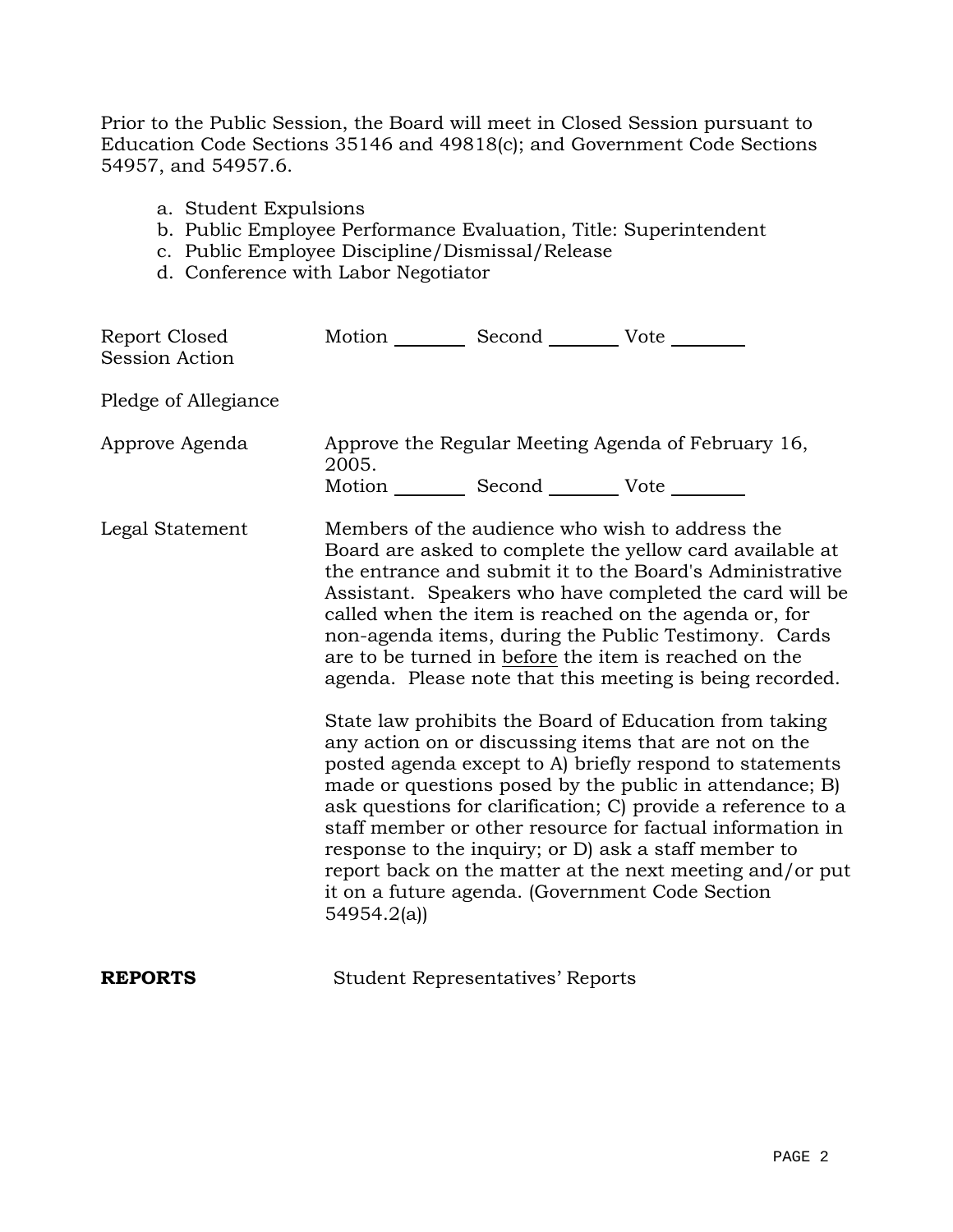Prior to the Public Session, the Board will meet in Closed Session pursuant to Education Code Sections 35146 and 49818(c); and Government Code Sections 54957, and 54957.6.

a. Student Expulsions
b. Public Employee Performance Evaluation, Title: Superintendent
c. Public Employee Discipline/Dismissal/Release
d. Conference with Labor Negotiator

Report Closed Session Action — Motion ________ Second ________ Vote ________

Pledge of Allegiance

Approve Agenda — Approve the Regular Meeting Agenda of February 16, 2005.
Motion ________ Second ________ Vote ________

Legal Statement — Members of the audience who wish to address the Board are asked to complete the yellow card available at the entrance and submit it to the Board's Administrative Assistant. Speakers who have completed the card will be called when the item is reached on the agenda or, for non-agenda items, during the Public Testimony. Cards are to be turned in <u>before</u> the item is reached on the agenda. Please note that this meeting is being recorded.

State law prohibits the Board of Education from taking any action on or discussing items that are not on the posted agenda except to A) briefly respond to statements made or questions posed by the public in attendance; B) ask questions for clarification; C) provide a reference to a staff member or other resource for factual information in response to the inquiry; or D) ask a staff member to report back on the matter at the next meeting and/or put it on a future agenda. (Government Code Section 54954.2(a))

**REPORTS** — Student Representatives' Reports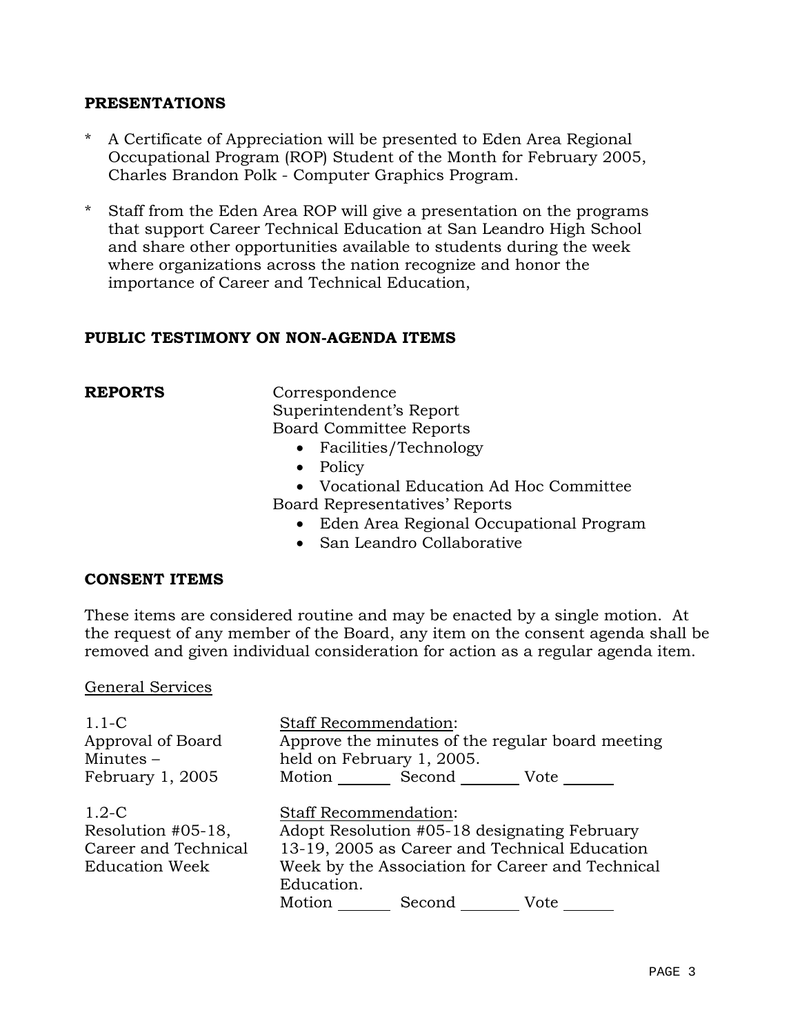## PRESENTATIONS

* A Certificate of Appreciation will be presented to Eden Area Regional Occupational Program (ROP) Student of the Month for February 2005, Charles Brandon Polk - Computer Graphics Program.

* Staff from the Eden Area ROP will give a presentation on the programs that support Career Technical Education at San Leandro High School and share other opportunities available to students during the week where organizations across the nation recognize and honor the importance of Career and Technical Education,

## PUBLIC TESTIMONY ON NON-AGENDA ITEMS

## REPORTS

Correspondence

Superintendent's Report

Board Committee Reports

- Facilities/Technology
- Policy
- Vocational Education Ad Hoc Committee

Board Representatives' Reports

- Eden Area Regional Occupational Program
- San Leandro Collaborative

## CONSENT ITEMS

These items are considered routine and may be enacted by a single motion. At the request of any member of the Board, any item on the consent agenda shall be removed and given individual consideration for action as a regular agenda item.

<u>General Services</u>

1.1-C
Approval of Board Minutes – February 1, 2005

<u>Staff Recommendation</u>:
Approve the minutes of the regular board meeting held on February 1, 2005.

Motion _______ Second _______ Vote _______

1.2-C
Resolution #05-18, Career and Technical Education Week

<u>Staff Recommendation</u>:
Adopt Resolution #05-18 designating February 13-19, 2005 as Career and Technical Education Week by the Association for Career and Technical Education.

Motion _______ Second _______ Vote _______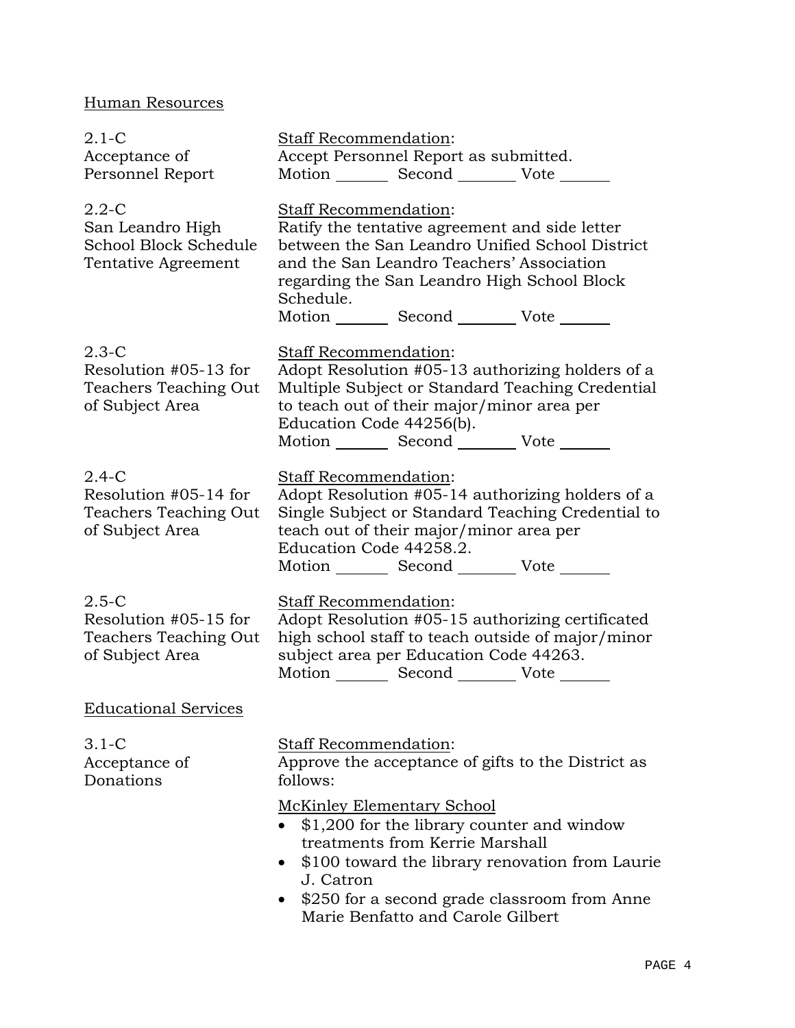## Human Resources

2.1-C
Acceptance of Personnel Report

Staff Recommendation:
Accept Personnel Report as submitted.
Motion _______ Second ________ Vote _______

2.2-C
San Leandro High School Block Schedule Tentative Agreement

Staff Recommendation:
Ratify the tentative agreement and side letter between the San Leandro Unified School District and the San Leandro Teachers' Association regarding the San Leandro High School Block Schedule.
Motion _______ Second ________ Vote _______

2.3-C
Resolution #05-13 for Teachers Teaching Out of Subject Area

Staff Recommendation:
Adopt Resolution #05-13 authorizing holders of a Multiple Subject or Standard Teaching Credential to teach out of their major/minor area per Education Code 44256(b).
Motion _______ Second ________ Vote _______

2.4-C
Resolution #05-14 for Teachers Teaching Out of Subject Area

Staff Recommendation:
Adopt Resolution #05-14 authorizing holders of a Single Subject or Standard Teaching Credential to teach out of their major/minor area per Education Code 44258.2.
Motion _______ Second ________ Vote _______

2.5-C
Resolution #05-15 for Teachers Teaching Out of Subject Area

Staff Recommendation:
Adopt Resolution #05-15 authorizing certificated high school staff to teach outside of major/minor subject area per Education Code 44263.
Motion _______ Second ________ Vote _______

## Educational Services

3.1-C
Acceptance of Donations

Staff Recommendation:
Approve the acceptance of gifts to the District as follows:

McKinley Elementary School

- $1,200 for the library counter and window treatments from Kerrie Marshall
- $100 toward the library renovation from Laurie J. Catron
- $250 for a second grade classroom from Anne Marie Benfatto and Carole Gilbert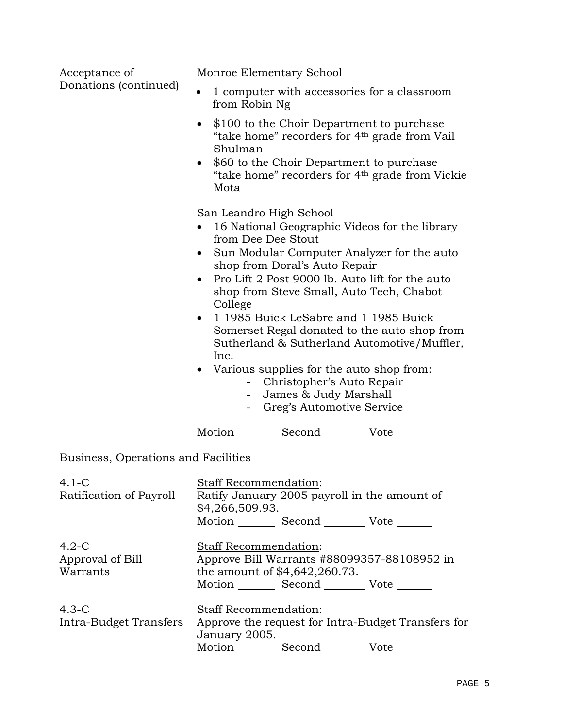Acceptance of Donations (continued)

Monroe Elementary School

- 1 computer with accessories for a classroom from Robin Ng
- $100 to the Choir Department to purchase "take home" recorders for 4th grade from Vail Shulman
- $60 to the Choir Department to purchase "take home" recorders for 4th grade from Vickie Mota

San Leandro High School

- 16 National Geographic Videos for the library from Dee Dee Stout
- Sun Modular Computer Analyzer for the auto shop from Doral's Auto Repair
- Pro Lift 2 Post 9000 lb. Auto lift for the auto shop from Steve Small, Auto Tech, Chabot College
- 1 1985 Buick LeSabre and 1 1985 Buick Somerset Regal donated to the auto shop from Sutherland & Sutherland Automotive/Muffler, Inc.
- Various supplies for the auto shop from:
  - Christopher's Auto Repair
  - James & Judy Marshall
  - Greg's Automotive Service

Motion _______ Second ________ Vote _______

## Business, Operations and Facilities

4.1-C Ratification of Payroll

Staff Recommendation:
Ratify January 2005 payroll in the amount of $4,266,509.93.
Motion _______ Second ________ Vote _______

4.2-C Approval of Bill Warrants

Staff Recommendation:
Approve Bill Warrants #88099357-88108952 in the amount of $4,642,260.73.
Motion _______ Second ________ Vote _______

4.3-C Intra-Budget Transfers

Staff Recommendation:
Approve the request for Intra-Budget Transfers for January 2005.
Motion _______ Second ________ Vote _______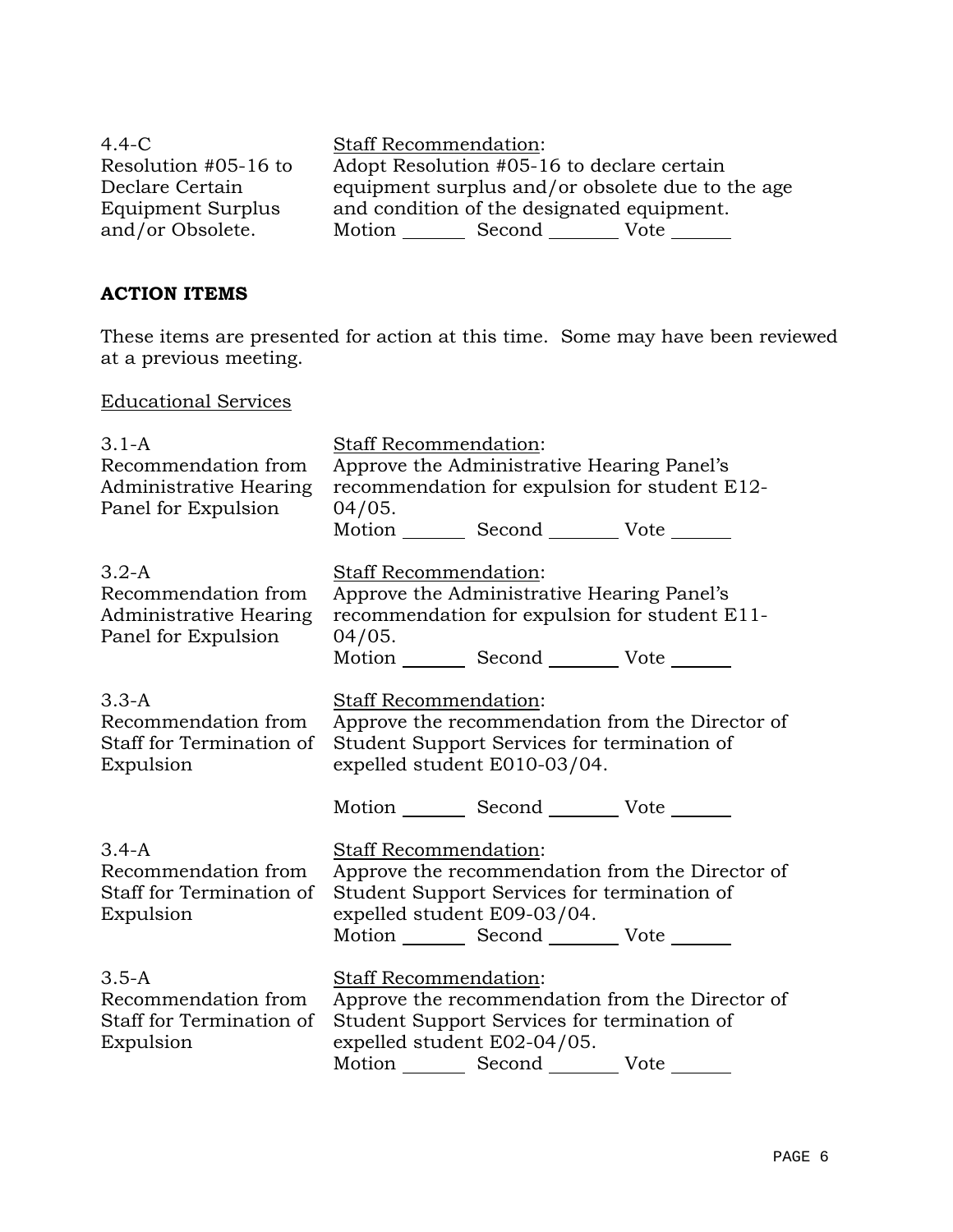4.4-C
Resolution #05-16 to Declare Certain Equipment Surplus and/or Obsolete.

Staff Recommendation:
Adopt Resolution #05-16 to declare certain equipment surplus and/or obsolete due to the age and condition of the designated equipment.
Motion _______ Second _______ Vote _______

**ACTION ITEMS**

These items are presented for action at this time. Some may have been reviewed at a previous meeting.

Educational Services

3.1-A
Recommendation from Administrative Hearing Panel for Expulsion

Staff Recommendation:
Approve the Administrative Hearing Panel's recommendation for expulsion for student E12-04/05.
Motion _______ Second _______ Vote _______

3.2-A
Recommendation from Administrative Hearing Panel for Expulsion

Staff Recommendation:
Approve the Administrative Hearing Panel's recommendation for expulsion for student E11-04/05.
Motion _______ Second _______ Vote _______

3.3-A
Recommendation from Staff for Termination of Expulsion

Staff Recommendation:
Approve the recommendation from the Director of Student Support Services for termination of expelled student E010-03/04.

Motion _______ Second _______ Vote _______

3.4-A
Recommendation from Staff for Termination of Expulsion

Staff Recommendation:
Approve the recommendation from the Director of Student Support Services for termination of expelled student E09-03/04.
Motion _______ Second _______ Vote _______

3.5-A
Recommendation from Staff for Termination of Expulsion

Staff Recommendation:
Approve the recommendation from the Director of Student Support Services for termination of expelled student E02-04/05.
Motion _______ Second _______ Vote _______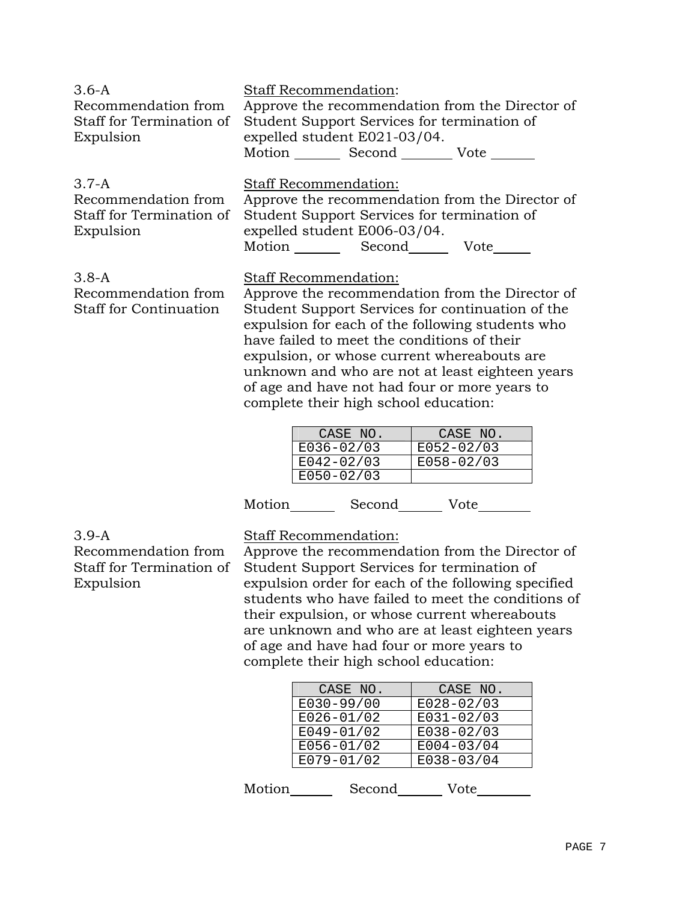**3.6-A**
**Recommendation from Staff for Termination of Expulsion**

Staff Recommendation:
Approve the recommendation from the Director of Student Support Services for termination of expelled student E021-03/04.
Motion _______ Second ________ Vote _______

**3.7-A**
**Recommendation from Staff for Termination of Expulsion**

Staff Recommendation:
Approve the recommendation from the Director of Student Support Services for termination of expelled student E006-03/04.
Motion _______ Second______ Vote______

**3.8-A**
**Recommendation from Staff for Continuation**

Staff Recommendation:
Approve the recommendation from the Director of Student Support Services for continuation of the expulsion for each of the following students who have failed to meet the conditions of their expulsion, or whose current whereabouts are unknown and who are not at least eighteen years of age and have not had four or more years to complete their high school education:

| CASE NO. | CASE NO. |
|---|---|
| E036-02/03 | E052-02/03 |
| E042-02/03 | E058-02/03 |
| E050-02/03 | |

Motion_______ Second_______ Vote________

**3.9-A**
**Recommendation from Staff for Termination of Expulsion**

Staff Recommendation:
Approve the recommendation from the Director of Student Support Services for termination of expulsion order for each of the following specified students who have failed to meet the conditions of their expulsion, or whose current whereabouts are unknown and who are at least eighteen years of age and have had four or more years to complete their high school education:

| CASE NO. | CASE NO. |
|---|---|
| E030-99/00 | E028-02/03 |
| E026-01/02 | E031-02/03 |
| E049-01/02 | E038-02/03 |
| E056-01/02 | E004-03/04 |
| E079-01/02 | E038-03/04 |

Motion______ Second_______ Vote________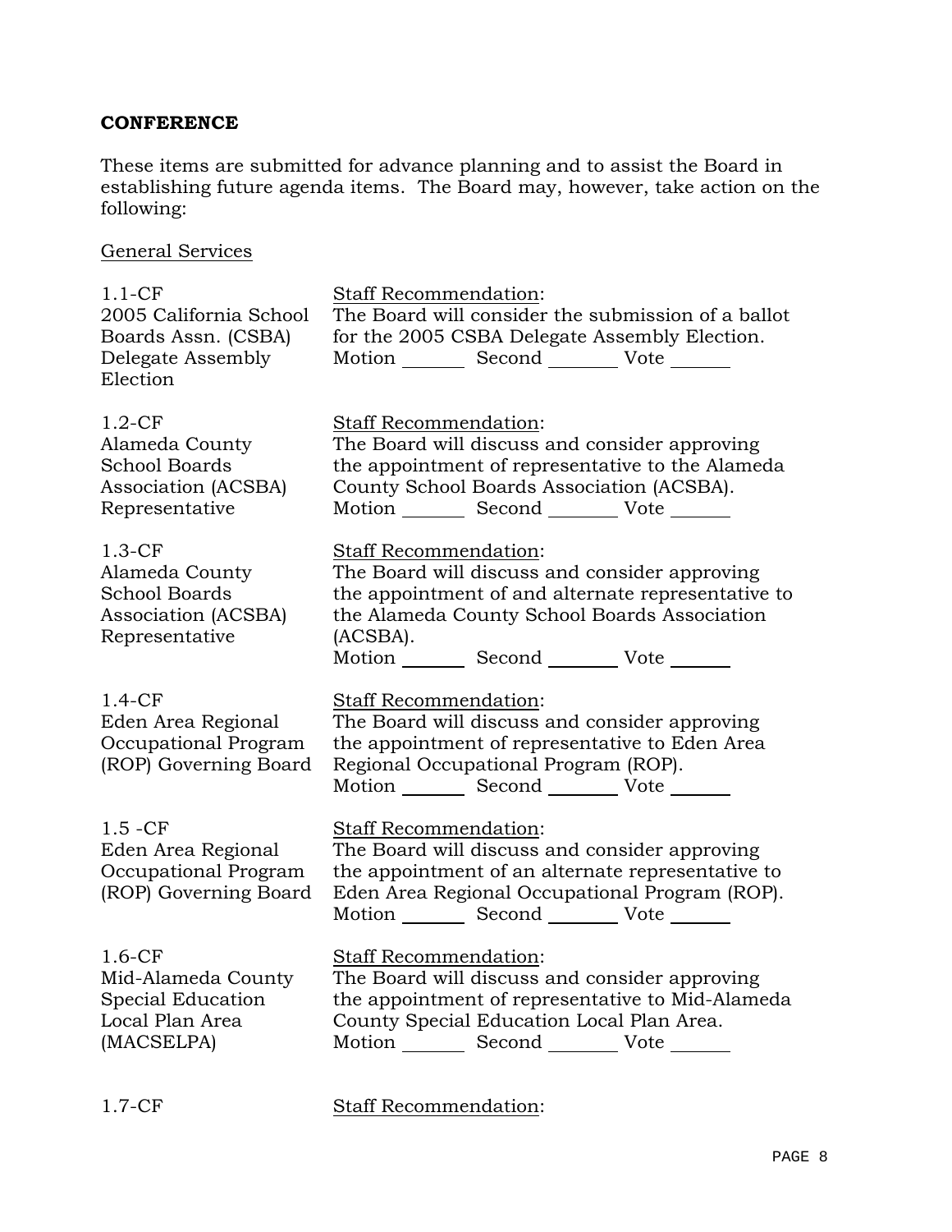**CONFERENCE**

These items are submitted for advance planning and to assist the Board in establishing future agenda items. The Board may, however, take action on the following:

General Services

1.1-CF
2005 California School Boards Assn. (CSBA) Delegate Assembly Election

Staff Recommendation:
The Board will consider the submission of a ballot for the 2005 CSBA Delegate Assembly Election.
Motion _______ Second _______ Vote _______

1.2-CF
Alameda County School Boards Association (ACSBA) Representative

Staff Recommendation:
The Board will discuss and consider approving the appointment of representative to the Alameda County School Boards Association (ACSBA).
Motion _______ Second _______ Vote _______

1.3-CF
Alameda County School Boards Association (ACSBA) Representative

Staff Recommendation:
The Board will discuss and consider approving the appointment of and alternate representative to the Alameda County School Boards Association (ACSBA).
Motion _______ Second _______ Vote _______

1.4-CF
Eden Area Regional Occupational Program (ROP) Governing Board

Staff Recommendation:
The Board will discuss and consider approving the appointment of representative to Eden Area Regional Occupational Program (ROP).
Motion _______ Second _______ Vote _______

1.5 -CF
Eden Area Regional Occupational Program (ROP) Governing Board

Staff Recommendation:
The Board will discuss and consider approving the appointment of an alternate representative to Eden Area Regional Occupational Program (ROP).
Motion _______ Second _______ Vote _______

1.6-CF
Mid-Alameda County Special Education Local Plan Area (MACSELPA)

Staff Recommendation:
The Board will discuss and consider approving the appointment of representative to Mid-Alameda County Special Education Local Plan Area.
Motion _______ Second _______ Vote _______

1.7-CF

Staff Recommendation: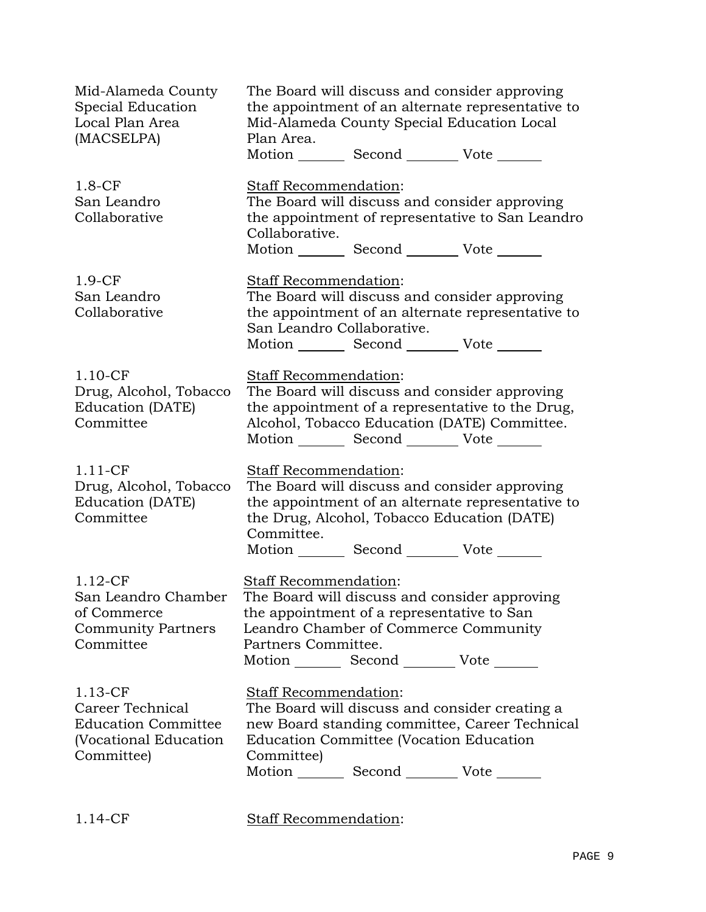Mid-Alameda County Special Education Local Plan Area (MACSELPA)

The Board will discuss and consider approving the appointment of an alternate representative to Mid-Alameda County Special Education Local Plan Area.

Motion _______ Second _______ Vote _______

1.8-CF
San Leandro Collaborative

Staff Recommendation:
The Board will discuss and consider approving the appointment of representative to San Leandro Collaborative.

Motion _______ Second _______ Vote _______

1.9-CF
San Leandro Collaborative

Staff Recommendation:
The Board will discuss and consider approving the appointment of an alternate representative to San Leandro Collaborative.

Motion _______ Second _______ Vote _______

1.10-CF
Drug, Alcohol, Tobacco Education (DATE) Committee

Staff Recommendation:
The Board will discuss and consider approving the appointment of a representative to the Drug, Alcohol, Tobacco Education (DATE) Committee.

Motion _______ Second _______ Vote _______

1.11-CF
Drug, Alcohol, Tobacco Education (DATE) Committee

Staff Recommendation:
The Board will discuss and consider approving the appointment of an alternate representative to the Drug, Alcohol, Tobacco Education (DATE) Committee.

Motion _______ Second _______ Vote _______

1.12-CF
San Leandro Chamber of Commerce Community Partners Committee

Staff Recommendation:
The Board will discuss and consider approving the appointment of a representative to San Leandro Chamber of Commerce Community Partners Committee.

Motion _______ Second _______ Vote _______

1.13-CF
Career Technical Education Committee (Vocational Education Committee)

Staff Recommendation:
The Board will discuss and consider creating a new Board standing committee, Career Technical Education Committee (Vocation Education Committee)

Motion _______ Second _______ Vote _______

1.14-CF

Staff Recommendation: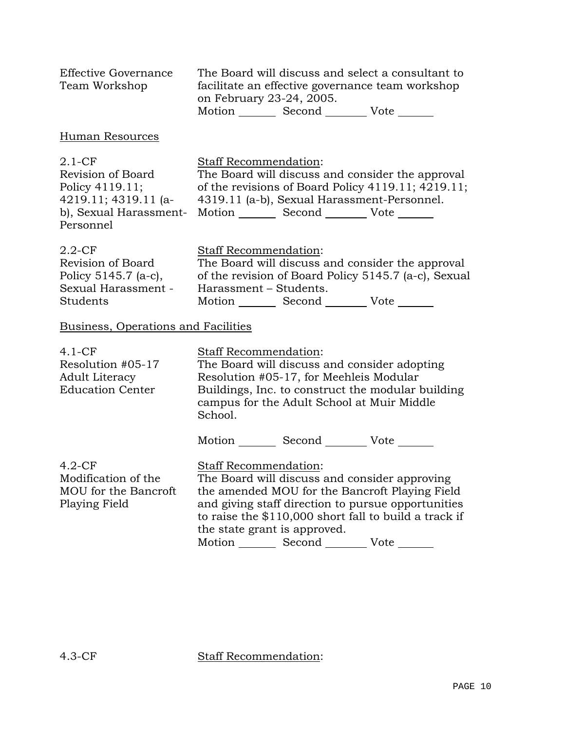Effective Governance Team Workshop

The Board will discuss and select a consultant to facilitate an effective governance team workshop on February 23-24, 2005.

Motion _______ Second _______ Vote _______

## Human Resources

**2.1-CF Revision of Board Policy 4119.11; 4219.11; 4319.11 (a-b), Sexual Harassment-Personnel**

Staff Recommendation:
The Board will discuss and consider the approval of the revisions of Board Policy 4119.11; 4219.11; 4319.11 (a-b), Sexual Harassment-Personnel.

Motion _______ Second _______ Vote _______

**2.2-CF Revision of Board Policy 5145.7 (a-c), Sexual Harassment - Students**

Staff Recommendation:
The Board will discuss and consider the approval of the revision of Board Policy 5145.7 (a-c), Sexual Harassment – Students.

Motion _______ Second _______ Vote _______

## Business, Operations and Facilities

**4.1-CF Resolution #05-17 Adult Literacy Education Center**

Staff Recommendation:
The Board will discuss and consider adopting Resolution #05-17, for Meehleis Modular Buildings, Inc. to construct the modular building campus for the Adult School at Muir Middle School.

Motion _______ Second _______ Vote _______

**4.2-CF Modification of the MOU for the Bancroft Playing Field**

Staff Recommendation:
The Board will discuss and consider approving the amended MOU for the Bancroft Playing Field and giving staff direction to pursue opportunities to raise the $110,000 short fall to build a track if the state grant is approved.

Motion _______ Second _______ Vote _______

**4.3-CF**

Staff Recommendation: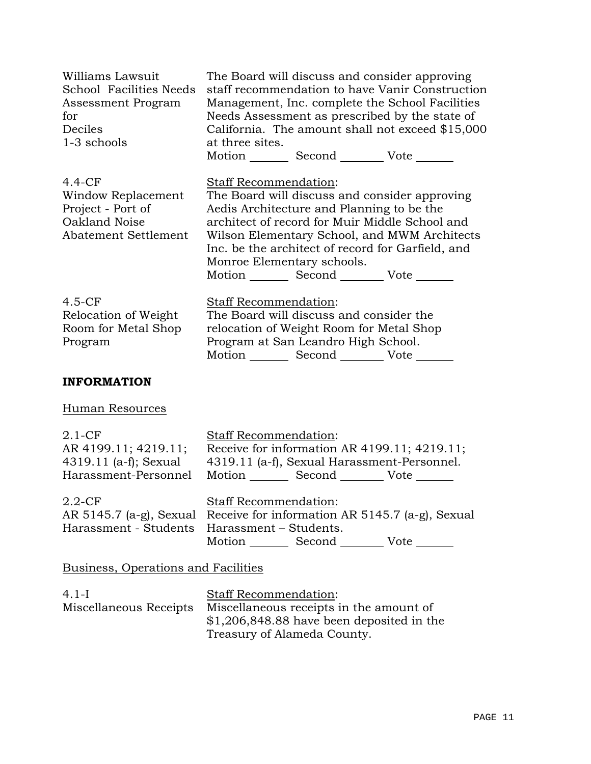Williams Lawsuit School Facilities Needs Assessment Program for Deciles 1-3 schools

The Board will discuss and consider approving staff recommendation to have Vanir Construction Management, Inc. complete the School Facilities Needs Assessment as prescribed by the state of California. The amount shall not exceed $15,000 at three sites.

Motion _______ Second _______ Vote _______

4.4-CF
Window Replacement Project - Port of Oakland Noise Abatement Settlement

Staff Recommendation:
The Board will discuss and consider approving Aedis Architecture and Planning to be the architect of record for Muir Middle School and Wilson Elementary School, and MWM Architects Inc. be the architect of record for Garfield, and Monroe Elementary schools.

Motion _______ Second _______ Vote _______

4.5-CF
Relocation of Weight Room for Metal Shop Program

Staff Recommendation:
The Board will discuss and consider the relocation of Weight Room for Metal Shop Program at San Leandro High School.

Motion _______ Second _______ Vote _______

**INFORMATION**

Human Resources

2.1-CF
AR 4199.11; 4219.11; 4319.11 (a-f); Sexual Harassment-Personnel

Staff Recommendation:
Receive for information AR 4199.11; 4219.11; 4319.11 (a-f), Sexual Harassment-Personnel.

Motion _______ Second _______ Vote _______

2.2-CF
AR 5145.7 (a-g), Sexual Harassment - Students

Staff Recommendation:
Receive for information AR 5145.7 (a-g), Sexual Harassment – Students.

Motion _______ Second _______ Vote _______

Business, Operations and Facilities

4.1-I
Miscellaneous Receipts

Staff Recommendation:
Miscellaneous receipts in the amount of $1,206,848.88 have been deposited in the Treasury of Alameda County.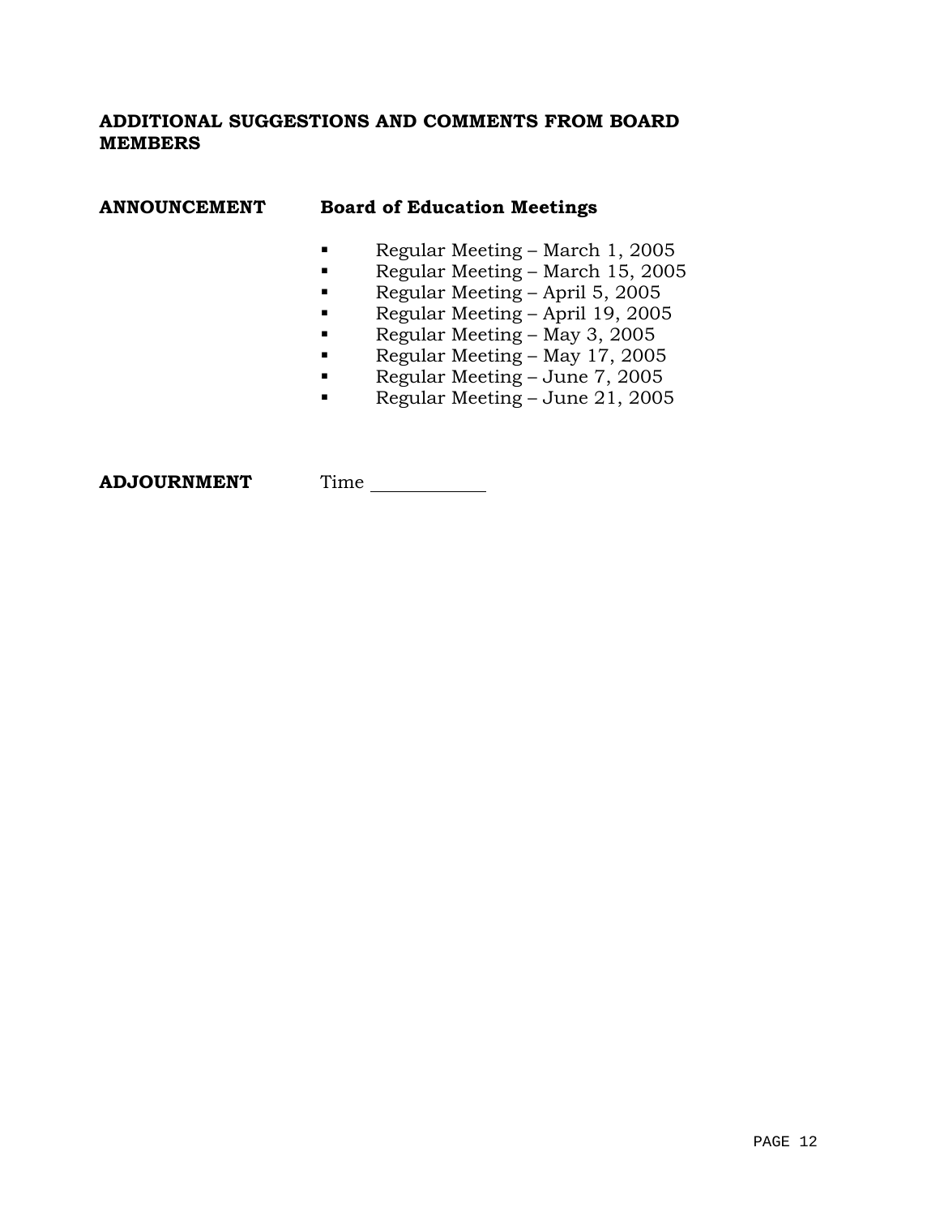**ADDITIONAL SUGGESTIONS AND COMMENTS FROM BOARD MEMBERS**

**ANNOUNCEMENT** **Board of Education Meetings**

- Regular Meeting – March 1, 2005
- Regular Meeting – March 15, 2005
- Regular Meeting – April 5, 2005
- Regular Meeting – April 19, 2005
- Regular Meeting – May 3, 2005
- Regular Meeting – May 17, 2005
- Regular Meeting – June 7, 2005
- Regular Meeting – June 21, 2005

**ADJOURNMENT** Time ____________